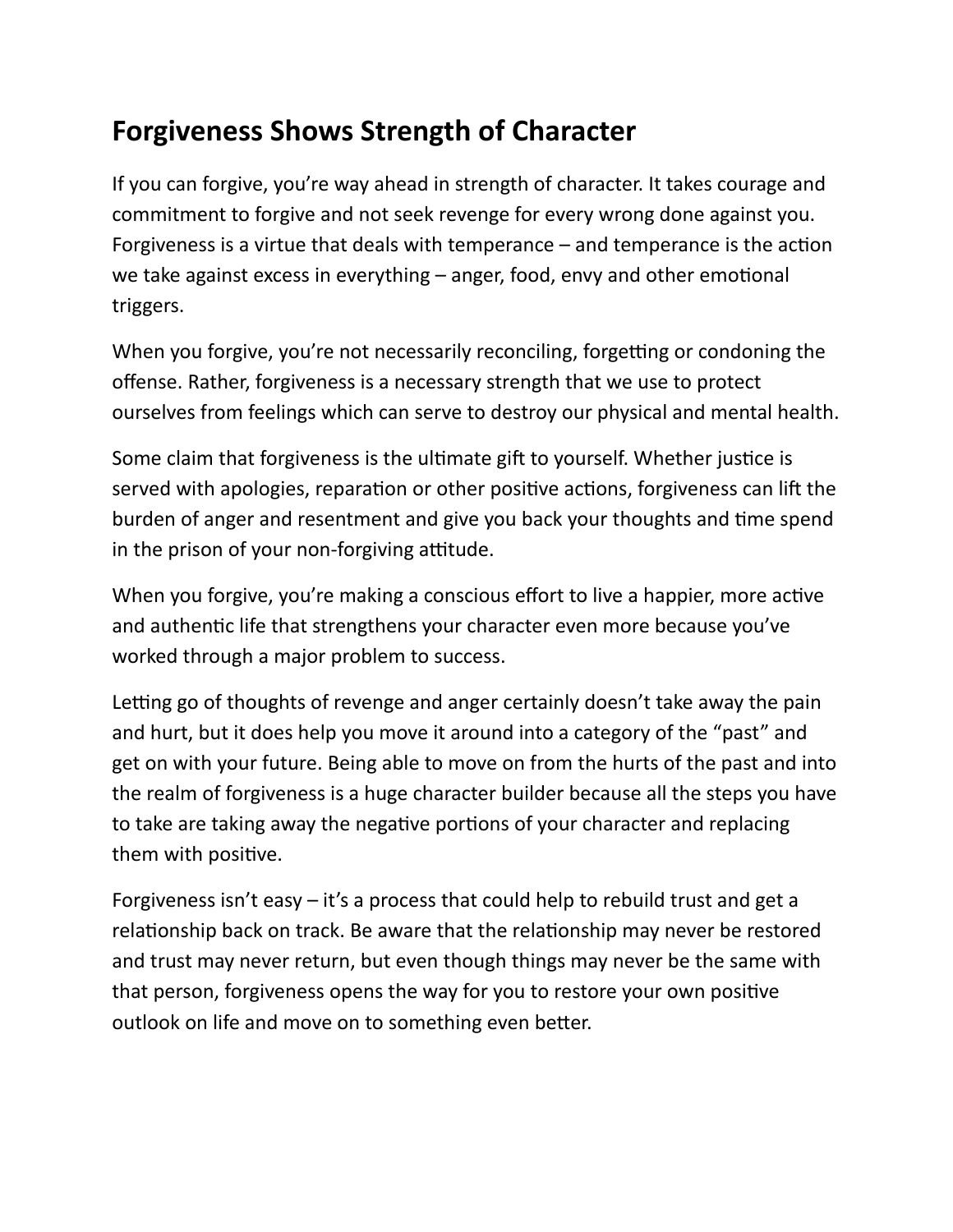# Forgiveness Shows Strength of Character

If you can forgive, you're way ahead in strength of character. It takes courage and commitment to forgive and not seek revenge for every wrong done against you. Forgiveness is a virtue that deals with temperance – and temperance is the action we take against excess in everything – anger, food, envy and other emotional triggers.

When you forgive, you're not necessarily reconciling, forgetting or condoning the offense. Rather, forgiveness is a necessary strength that we use to protect ourselves from feelings which can serve to destroy our physical and mental health.

Some claim that forgiveness is the ultimate gift to yourself. Whether justice is served with apologies, reparation or other positive actions, forgiveness can lift the burden of anger and resentment and give you back your thoughts and time spend in the prison of your non-forgiving attitude.

When you forgive, you're making a conscious effort to live a happier, more active and authentic life that strengthens your character even more because you've worked through a major problem to success.

Letting go of thoughts of revenge and anger certainly doesn't take away the pain and hurt, but it does help you move it around into a category of the "past" and get on with your future. Being able to move on from the hurts of the past and into the realm of forgiveness is a huge character builder because all the steps you have to take are taking away the negative portions of your character and replacing them with positive.

Forgiveness isn't easy – it's a process that could help to rebuild trust and get a relationship back on track. Be aware that the relationship may never be restored and trust may never return, but even though things may never be the same with that person, forgiveness opens the way for you to restore your own positive outlook on life and move on to something even better.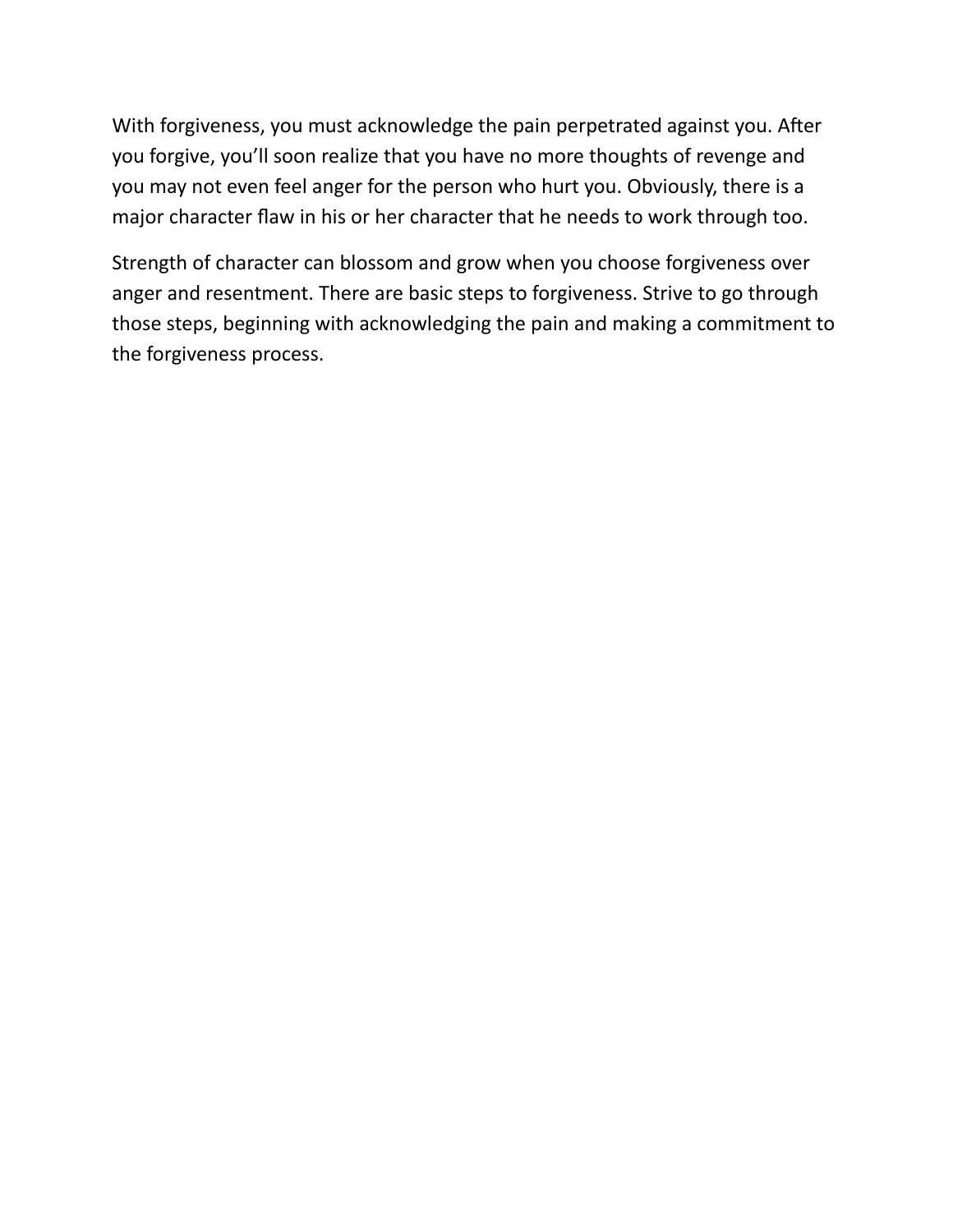With forgiveness, you must acknowledge the pain perpetrated against you. After you forgive, you'll soon realize that you have no more thoughts of revenge and you may not even feel anger for the person who hurt you. Obviously, there is a major character flaw in his or her character that he needs to work through too.

Strength of character can blossom and grow when you choose forgiveness over anger and resentment. There are basic steps to forgiveness. Strive to go through those steps, beginning with acknowledging the pain and making a commitment to the forgiveness process.